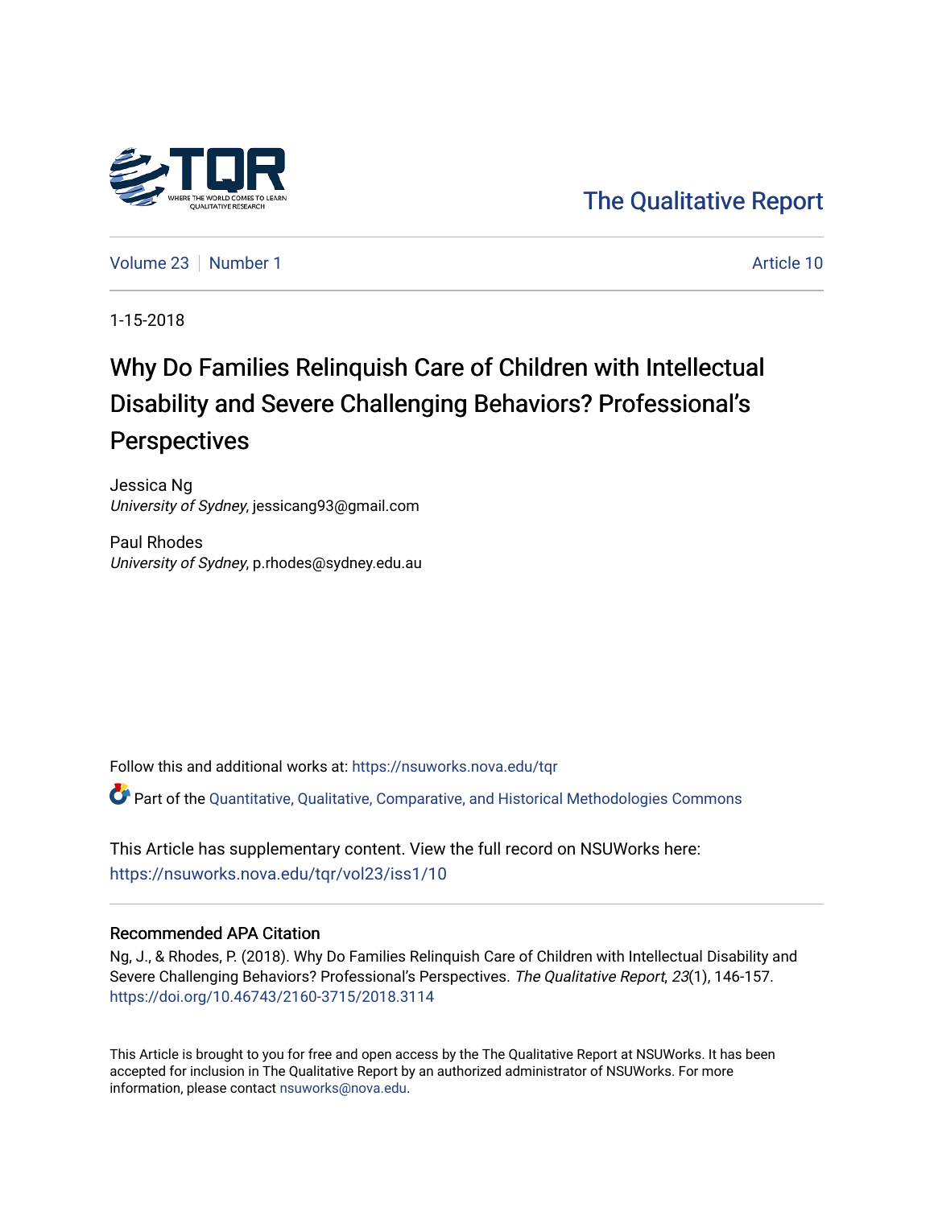The Qualitative Report

Volume 23 | Number 1 | Article 10

1-15-2018

# Why Do Families Relinquish Care of Children with Intellectual Disability and Severe Challenging Behaviors? Professional's Perspectives

Jessica Ng
*University of Sydney*, jessicang93@gmail.com

Paul Rhodes
*University of Sydney*, p.rhodes@sydney.edu.au

Follow this and additional works at: https://nsuworks.nova.edu/tqr

Part of the Quantitative, Qualitative, Comparative, and Historical Methodologies Commons

This Article has supplementary content. View the full record on NSUWorks here: https://nsuworks.nova.edu/tqr/vol23/iss1/10

## Recommended APA Citation

Ng, J., & Rhodes, P. (2018). Why Do Families Relinquish Care of Children with Intellectual Disability and Severe Challenging Behaviors? Professional's Perspectives. *The Qualitative Report*, *23*(1), 146-157. https://doi.org/10.46743/2160-3715/2018.3114

This Article is brought to you for free and open access by the The Qualitative Report at NSUWorks. It has been accepted for inclusion in The Qualitative Report by an authorized administrator of NSUWorks. For more information, please contact nsuworks@nova.edu.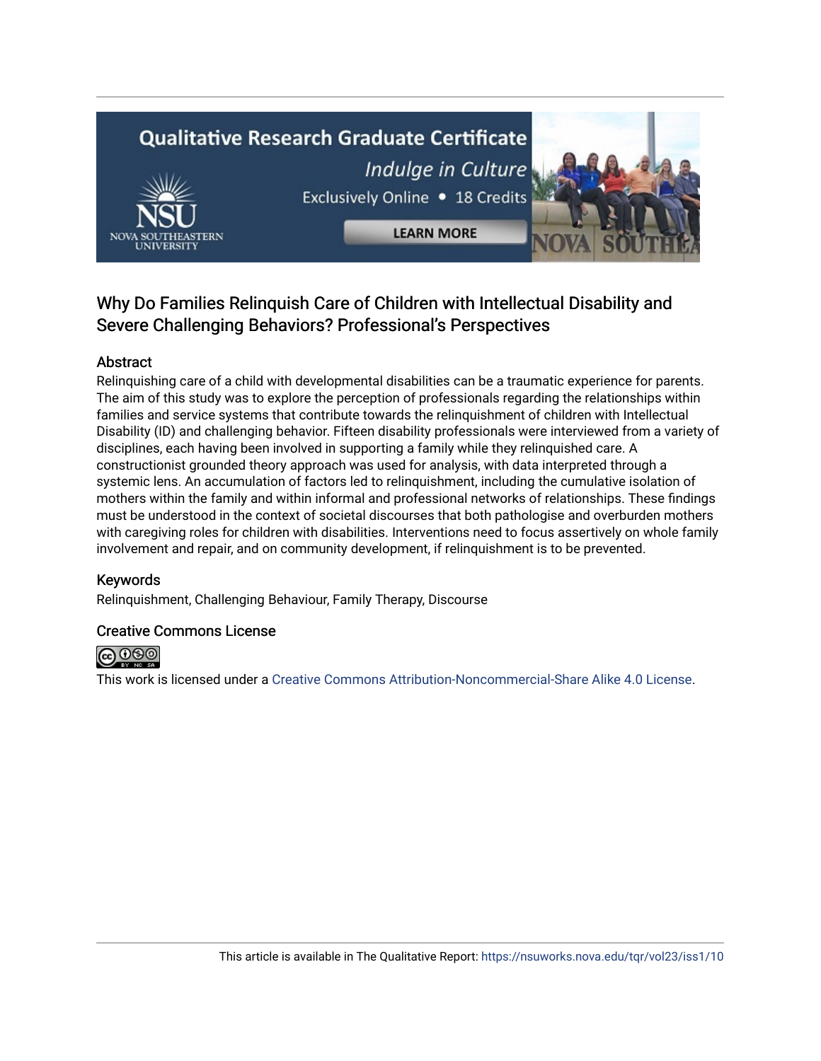## Why Do Families Relinquish Care of Children with Intellectual Disability and Severe Challenging Behaviors? Professional's Perspectives

### Abstract

Relinquishing care of a child with developmental disabilities can be a traumatic experience for parents. The aim of this study was to explore the perception of professionals regarding the relationships within families and service systems that contribute towards the relinquishment of children with Intellectual Disability (ID) and challenging behavior. Fifteen disability professionals were interviewed from a variety of disciplines, each having been involved in supporting a family while they relinquished care. A constructionist grounded theory approach was used for analysis, with data interpreted through a systemic lens. An accumulation of factors led to relinquishment, including the cumulative isolation of mothers within the family and within informal and professional networks of relationships. These findings must be understood in the context of societal discourses that both pathologise and overburden mothers with caregiving roles for children with disabilities. Interventions need to focus assertively on whole family involvement and repair, and on community development, if relinquishment is to be prevented.

### Keywords

Relinquishment, Challenging Behaviour, Family Therapy, Discourse

### Creative Commons License

This work is licensed under a Creative Commons Attribution-Noncommercial-Share Alike 4.0 License.

This article is available in The Qualitative Report: https://nsuworks.nova.edu/tqr/vol23/iss1/10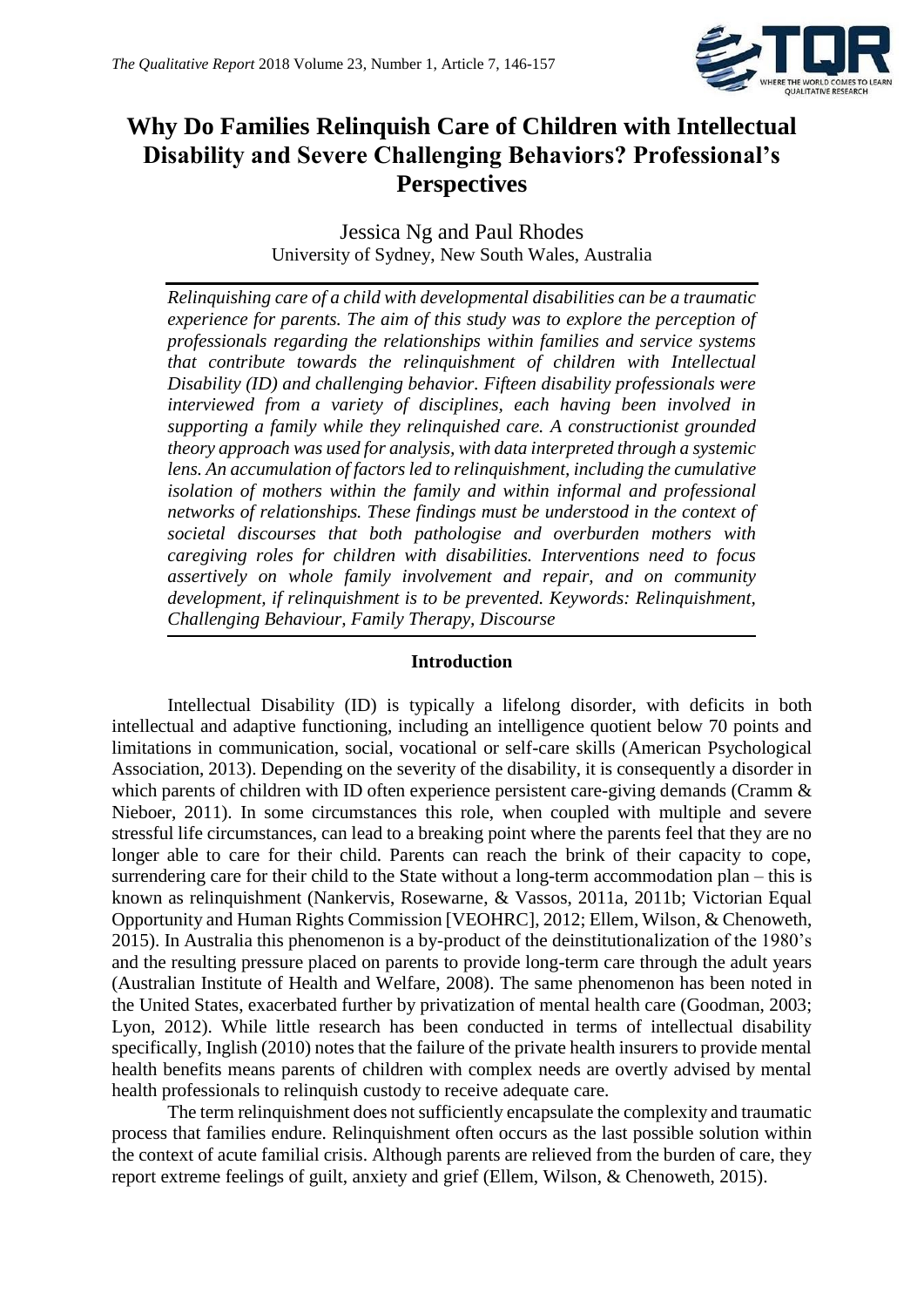# Why Do Families Relinquish Care of Children with Intellectual Disability and Severe Challenging Behaviors? Professional's Perspectives

Jessica Ng and Paul Rhodes
University of Sydney, New South Wales, Australia

*Relinquishing care of a child with developmental disabilities can be a traumatic experience for parents. The aim of this study was to explore the perception of professionals regarding the relationships within families and service systems that contribute towards the relinquishment of children with Intellectual Disability (ID) and challenging behavior. Fifteen disability professionals were interviewed from a variety of disciplines, each having been involved in supporting a family while they relinquished care. A constructionist grounded theory approach was used for analysis, with data interpreted through a systemic lens. An accumulation of factors led to relinquishment, including the cumulative isolation of mothers within the family and within informal and professional networks of relationships. These findings must be understood in the context of societal discourses that both pathologise and overburden mothers with caregiving roles for children with disabilities. Interventions need to focus assertively on whole family involvement and repair, and on community development, if relinquishment is to be prevented. Keywords: Relinquishment, Challenging Behaviour, Family Therapy, Discourse*

## Introduction

Intellectual Disability (ID) is typically a lifelong disorder, with deficits in both intellectual and adaptive functioning, including an intelligence quotient below 70 points and limitations in communication, social, vocational or self-care skills (American Psychological Association, 2013). Depending on the severity of the disability, it is consequently a disorder in which parents of children with ID often experience persistent care-giving demands (Cramm & Nieboer, 2011). In some circumstances this role, when coupled with multiple and severe stressful life circumstances, can lead to a breaking point where the parents feel that they are no longer able to care for their child. Parents can reach the brink of their capacity to cope, surrendering care for their child to the State without a long-term accommodation plan – this is known as relinquishment (Nankervis, Rosewarne, & Vassos, 2011a, 2011b; Victorian Equal Opportunity and Human Rights Commission [VEOHRC], 2012; Ellem, Wilson, & Chenoweth, 2015). In Australia this phenomenon is a by-product of the deinstitutionalization of the 1980's and the resulting pressure placed on parents to provide long-term care through the adult years (Australian Institute of Health and Welfare, 2008). The same phenomenon has been noted in the United States, exacerbated further by privatization of mental health care (Goodman, 2003; Lyon, 2012). While little research has been conducted in terms of intellectual disability specifically, Inglish (2010) notes that the failure of the private health insurers to provide mental health benefits means parents of children with complex needs are overtly advised by mental health professionals to relinquish custody to receive adequate care.

The term relinquishment does not sufficiently encapsulate the complexity and traumatic process that families endure. Relinquishment often occurs as the last possible solution within the context of acute familial crisis. Although parents are relieved from the burden of care, they report extreme feelings of guilt, anxiety and grief (Ellem, Wilson, & Chenoweth, 2015).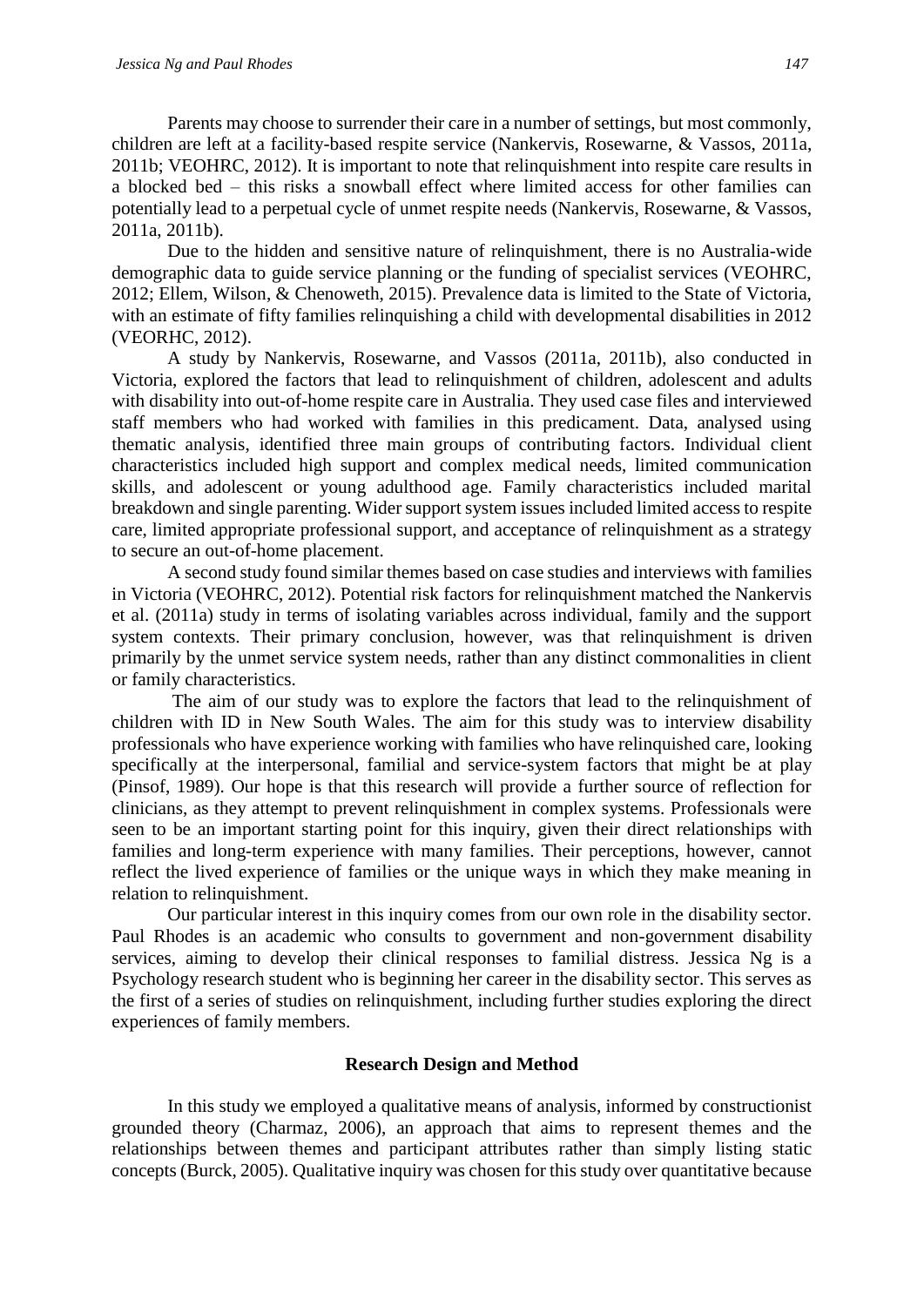Parents may choose to surrender their care in a number of settings, but most commonly, children are left at a facility-based respite service (Nankervis, Rosewarne, & Vassos, 2011a, 2011b; VEOHRC, 2012). It is important to note that relinquishment into respite care results in a blocked bed – this risks a snowball effect where limited access for other families can potentially lead to a perpetual cycle of unmet respite needs (Nankervis, Rosewarne, & Vassos, 2011a, 2011b).

Due to the hidden and sensitive nature of relinquishment, there is no Australia-wide demographic data to guide service planning or the funding of specialist services (VEOHRC, 2012; Ellem, Wilson, & Chenoweth, 2015). Prevalence data is limited to the State of Victoria, with an estimate of fifty families relinquishing a child with developmental disabilities in 2012 (VEORHC, 2012).

A study by Nankervis, Rosewarne, and Vassos (2011a, 2011b), also conducted in Victoria, explored the factors that lead to relinquishment of children, adolescent and adults with disability into out-of-home respite care in Australia. They used case files and interviewed staff members who had worked with families in this predicament. Data, analysed using thematic analysis, identified three main groups of contributing factors. Individual client characteristics included high support and complex medical needs, limited communication skills, and adolescent or young adulthood age. Family characteristics included marital breakdown and single parenting. Wider support system issues included limited access to respite care, limited appropriate professional support, and acceptance of relinquishment as a strategy to secure an out-of-home placement.

A second study found similar themes based on case studies and interviews with families in Victoria (VEOHRC, 2012). Potential risk factors for relinquishment matched the Nankervis et al. (2011a) study in terms of isolating variables across individual, family and the support system contexts. Their primary conclusion, however, was that relinquishment is driven primarily by the unmet service system needs, rather than any distinct commonalities in client or family characteristics.

The aim of our study was to explore the factors that lead to the relinquishment of children with ID in New South Wales. The aim for this study was to interview disability professionals who have experience working with families who have relinquished care, looking specifically at the interpersonal, familial and service-system factors that might be at play (Pinsof, 1989). Our hope is that this research will provide a further source of reflection for clinicians, as they attempt to prevent relinquishment in complex systems. Professionals were seen to be an important starting point for this inquiry, given their direct relationships with families and long-term experience with many families. Their perceptions, however, cannot reflect the lived experience of families or the unique ways in which they make meaning in relation to relinquishment.

Our particular interest in this inquiry comes from our own role in the disability sector. Paul Rhodes is an academic who consults to government and non-government disability services, aiming to develop their clinical responses to familial distress. Jessica Ng is a Psychology research student who is beginning her career in the disability sector. This serves as the first of a series of studies on relinquishment, including further studies exploring the direct experiences of family members.

## Research Design and Method

In this study we employed a qualitative means of analysis, informed by constructionist grounded theory (Charmaz, 2006), an approach that aims to represent themes and the relationships between themes and participant attributes rather than simply listing static concepts (Burck, 2005). Qualitative inquiry was chosen for this study over quantitative because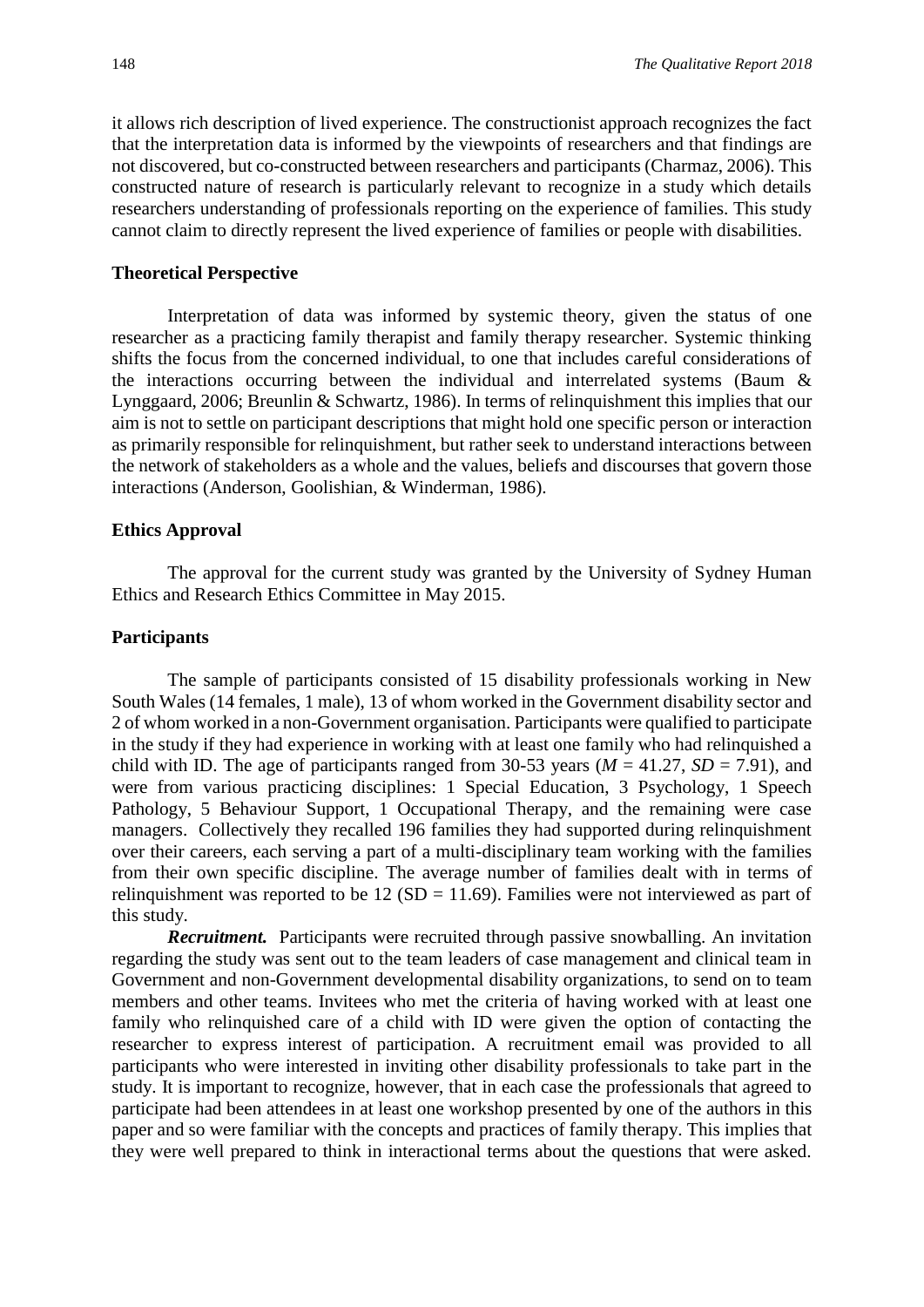it allows rich description of lived experience. The constructionist approach recognizes the fact that the interpretation data is informed by the viewpoints of researchers and that findings are not discovered, but co-constructed between researchers and participants (Charmaz, 2006). This constructed nature of research is particularly relevant to recognize in a study which details researchers understanding of professionals reporting on the experience of families. This study cannot claim to directly represent the lived experience of families or people with disabilities.

### Theoretical Perspective

Interpretation of data was informed by systemic theory, given the status of one researcher as a practicing family therapist and family therapy researcher. Systemic thinking shifts the focus from the concerned individual, to one that includes careful considerations of the interactions occurring between the individual and interrelated systems (Baum & Lynggaard, 2006; Breunlin & Schwartz, 1986). In terms of relinquishment this implies that our aim is not to settle on participant descriptions that might hold one specific person or interaction as primarily responsible for relinquishment, but rather seek to understand interactions between the network of stakeholders as a whole and the values, beliefs and discourses that govern those interactions (Anderson, Goolishian, & Winderman, 1986).

### Ethics Approval

The approval for the current study was granted by the University of Sydney Human Ethics and Research Ethics Committee in May 2015.

### Participants

The sample of participants consisted of 15 disability professionals working in New South Wales (14 females, 1 male), 13 of whom worked in the Government disability sector and 2 of whom worked in a non-Government organisation. Participants were qualified to participate in the study if they had experience in working with at least one family who had relinquished a child with ID. The age of participants ranged from 30-53 years ($M = 41.27$, $SD = 7.91$), and were from various practicing disciplines: 1 Special Education, 3 Psychology, 1 Speech Pathology, 5 Behaviour Support, 1 Occupational Therapy, and the remaining were case managers. Collectively they recalled 196 families they had supported during relinquishment over their careers, each serving a part of a multi-disciplinary team working with the families from their own specific discipline. The average number of families dealt with in terms of relinquishment was reported to be 12 (SD = 11.69). Families were not interviewed as part of this study.

***Recruitment.*** Participants were recruited through passive snowballing. An invitation regarding the study was sent out to the team leaders of case management and clinical team in Government and non-Government developmental disability organizations, to send on to team members and other teams. Invitees who met the criteria of having worked with at least one family who relinquished care of a child with ID were given the option of contacting the researcher to express interest of participation. A recruitment email was provided to all participants who were interested in inviting other disability professionals to take part in the study. It is important to recognize, however, that in each case the professionals that agreed to participate had been attendees in at least one workshop presented by one of the authors in this paper and so were familiar with the concepts and practices of family therapy. This implies that they were well prepared to think in interactional terms about the questions that were asked.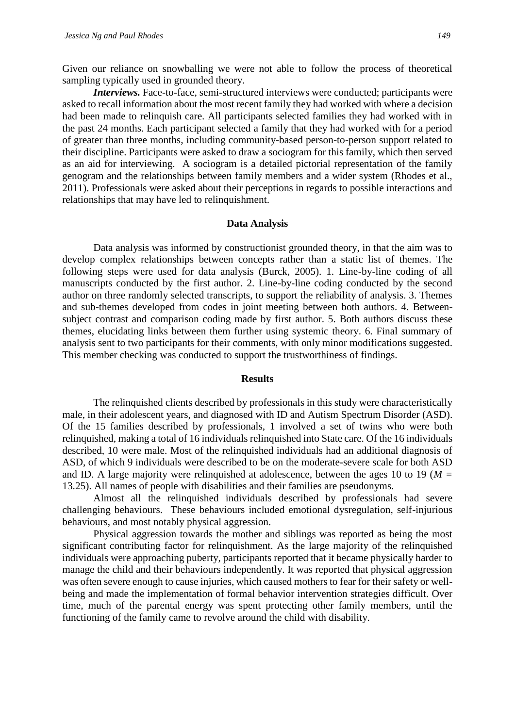Given our reliance on snowballing we were not able to follow the process of theoretical sampling typically used in grounded theory.

***Interviews.*** Face-to-face, semi-structured interviews were conducted; participants were asked to recall information about the most recent family they had worked with where a decision had been made to relinquish care. All participants selected families they had worked with in the past 24 months. Each participant selected a family that they had worked with for a period of greater than three months, including community-based person-to-person support related to their discipline. Participants were asked to draw a sociogram for this family, which then served as an aid for interviewing. A sociogram is a detailed pictorial representation of the family genogram and the relationships between family members and a wider system (Rhodes et al., 2011). Professionals were asked about their perceptions in regards to possible interactions and relationships that may have led to relinquishment.

## Data Analysis

Data analysis was informed by constructionist grounded theory, in that the aim was to develop complex relationships between concepts rather than a static list of themes. The following steps were used for data analysis (Burck, 2005). 1. Line-by-line coding of all manuscripts conducted by the first author. 2. Line-by-line coding conducted by the second author on three randomly selected transcripts, to support the reliability of analysis. 3. Themes and sub-themes developed from codes in joint meeting between both authors. 4. Between-subject contrast and comparison coding made by first author. 5. Both authors discuss these themes, elucidating links between them further using systemic theory. 6. Final summary of analysis sent to two participants for their comments, with only minor modifications suggested. This member checking was conducted to support the trustworthiness of findings.

## Results

The relinquished clients described by professionals in this study were characteristically male, in their adolescent years, and diagnosed with ID and Autism Spectrum Disorder (ASD). Of the 15 families described by professionals, 1 involved a set of twins who were both relinquished, making a total of 16 individuals relinquished into State care. Of the 16 individuals described, 10 were male. Most of the relinquished individuals had an additional diagnosis of ASD, of which 9 individuals were described to be on the moderate-severe scale for both ASD and ID. A large majority were relinquished at adolescence, between the ages 10 to 19 ($M$ = 13.25). All names of people with disabilities and their families are pseudonyms.

Almost all the relinquished individuals described by professionals had severe challenging behaviours. These behaviours included emotional dysregulation, self-injurious behaviours, and most notably physical aggression.

Physical aggression towards the mother and siblings was reported as being the most significant contributing factor for relinquishment. As the large majority of the relinquished individuals were approaching puberty, participants reported that it became physically harder to manage the child and their behaviours independently. It was reported that physical aggression was often severe enough to cause injuries, which caused mothers to fear for their safety or well-being and made the implementation of formal behavior intervention strategies difficult. Over time, much of the parental energy was spent protecting other family members, until the functioning of the family came to revolve around the child with disability.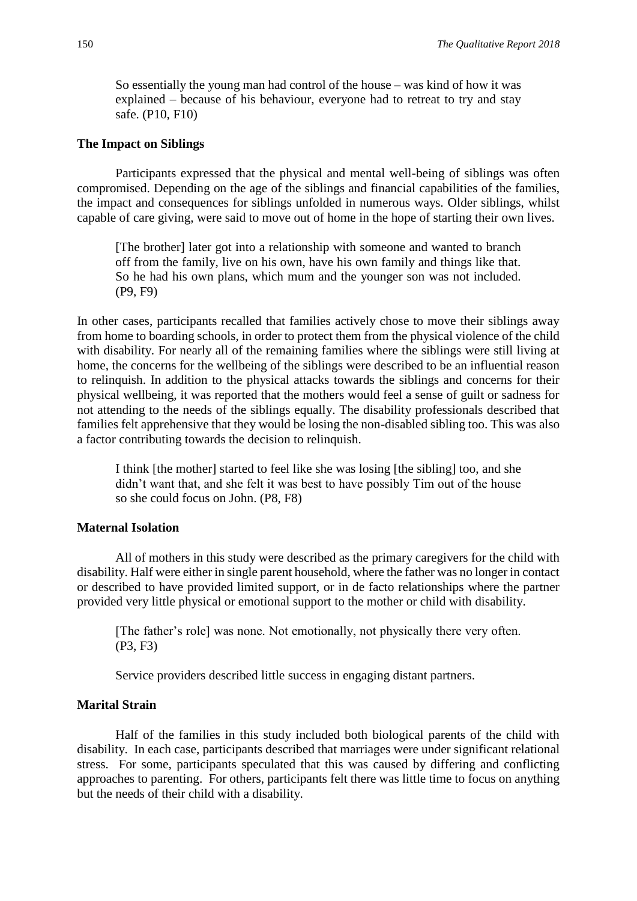> So essentially the young man had control of the house – was kind of how it was explained – because of his behaviour, everyone had to retreat to try and stay safe. (P10, F10)

### The Impact on Siblings

Participants expressed that the physical and mental well-being of siblings was often compromised. Depending on the age of the siblings and financial capabilities of the families, the impact and consequences for siblings unfolded in numerous ways. Older siblings, whilst capable of care giving, were said to move out of home in the hope of starting their own lives.

> [The brother] later got into a relationship with someone and wanted to branch off from the family, live on his own, have his own family and things like that. So he had his own plans, which mum and the younger son was not included. (P9, F9)

In other cases, participants recalled that families actively chose to move their siblings away from home to boarding schools, in order to protect them from the physical violence of the child with disability. For nearly all of the remaining families where the siblings were still living at home, the concerns for the wellbeing of the siblings were described to be an influential reason to relinquish. In addition to the physical attacks towards the siblings and concerns for their physical wellbeing, it was reported that the mothers would feel a sense of guilt or sadness for not attending to the needs of the siblings equally. The disability professionals described that families felt apprehensive that they would be losing the non-disabled sibling too. This was also a factor contributing towards the decision to relinquish.

> I think [the mother] started to feel like she was losing [the sibling] too, and she didn't want that, and she felt it was best to have possibly Tim out of the house so she could focus on John. (P8, F8)

### Maternal Isolation

All of mothers in this study were described as the primary caregivers for the child with disability. Half were either in single parent household, where the father was no longer in contact or described to have provided limited support, or in de facto relationships where the partner provided very little physical or emotional support to the mother or child with disability.

> [The father's role] was none. Not emotionally, not physically there very often. (P3, F3)

Service providers described little success in engaging distant partners.

### Marital Strain

Half of the families in this study included both biological parents of the child with disability. In each case, participants described that marriages were under significant relational stress. For some, participants speculated that this was caused by differing and conflicting approaches to parenting. For others, participants felt there was little time to focus on anything but the needs of their child with a disability.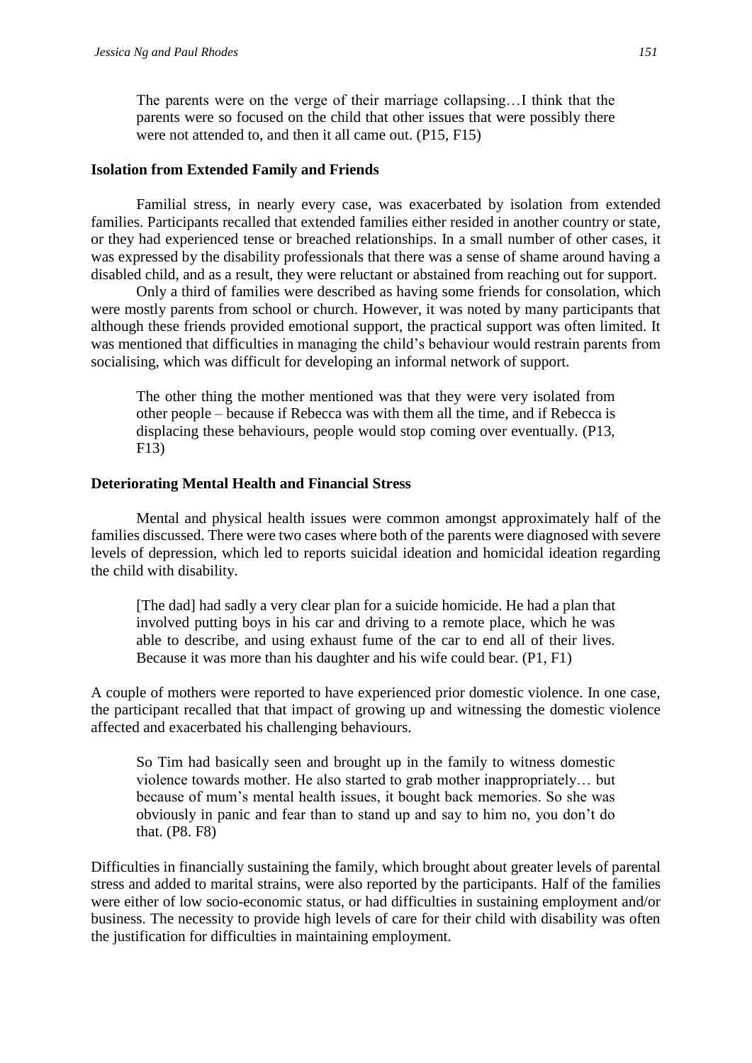> The parents were on the verge of their marriage collapsing…I think that the parents were so focused on the child that other issues that were possibly there were not attended to, and then it all came out. (P15, F15)

### Isolation from Extended Family and Friends

Familial stress, in nearly every case, was exacerbated by isolation from extended families. Participants recalled that extended families either resided in another country or state, or they had experienced tense or breached relationships. In a small number of other cases, it was expressed by the disability professionals that there was a sense of shame around having a disabled child, and as a result, they were reluctant or abstained from reaching out for support.

Only a third of families were described as having some friends for consolation, which were mostly parents from school or church. However, it was noted by many participants that although these friends provided emotional support, the practical support was often limited. It was mentioned that difficulties in managing the child's behaviour would restrain parents from socialising, which was difficult for developing an informal network of support.

> The other thing the mother mentioned was that they were very isolated from other people – because if Rebecca was with them all the time, and if Rebecca is displacing these behaviours, people would stop coming over eventually. (P13, F13)

### Deteriorating Mental Health and Financial Stress

Mental and physical health issues were common amongst approximately half of the families discussed. There were two cases where both of the parents were diagnosed with severe levels of depression, which led to reports suicidal ideation and homicidal ideation regarding the child with disability.

> [The dad] had sadly a very clear plan for a suicide homicide. He had a plan that involved putting boys in his car and driving to a remote place, which he was able to describe, and using exhaust fume of the car to end all of their lives. Because it was more than his daughter and his wife could bear. (P1, F1)

A couple of mothers were reported to have experienced prior domestic violence. In one case, the participant recalled that that impact of growing up and witnessing the domestic violence affected and exacerbated his challenging behaviours.

> So Tim had basically seen and brought up in the family to witness domestic violence towards mother. He also started to grab mother inappropriately… but because of mum's mental health issues, it bought back memories. So she was obviously in panic and fear than to stand up and say to him no, you don't do that. (P8. F8)

Difficulties in financially sustaining the family, which brought about greater levels of parental stress and added to marital strains, were also reported by the participants. Half of the families were either of low socio-economic status, or had difficulties in sustaining employment and/or business. The necessity to provide high levels of care for their child with disability was often the justification for difficulties in maintaining employment.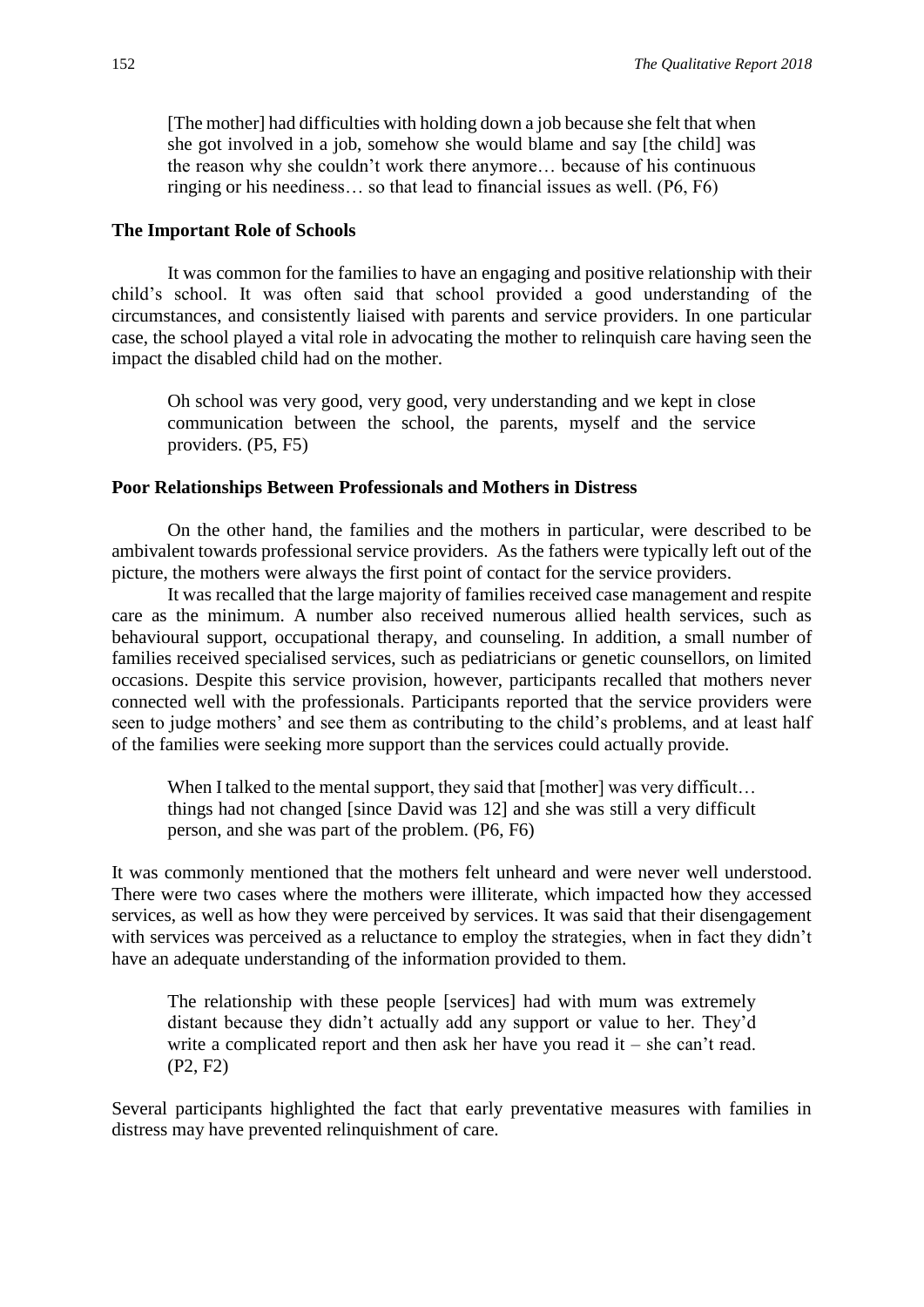> [The mother] had difficulties with holding down a job because she felt that when she got involved in a job, somehow she would blame and say [the child] was the reason why she couldn't work there anymore… because of his continuous ringing or his neediness… so that lead to financial issues as well. (P6, F6)

### The Important Role of Schools

It was common for the families to have an engaging and positive relationship with their child's school. It was often said that school provided a good understanding of the circumstances, and consistently liaised with parents and service providers. In one particular case, the school played a vital role in advocating the mother to relinquish care having seen the impact the disabled child had on the mother.

> Oh school was very good, very good, very understanding and we kept in close communication between the school, the parents, myself and the service providers. (P5, F5)

### Poor Relationships Between Professionals and Mothers in Distress

On the other hand, the families and the mothers in particular, were described to be ambivalent towards professional service providers. As the fathers were typically left out of the picture, the mothers were always the first point of contact for the service providers.

It was recalled that the large majority of families received case management and respite care as the minimum. A number also received numerous allied health services, such as behavioural support, occupational therapy, and counseling. In addition, a small number of families received specialised services, such as pediatricians or genetic counsellors, on limited occasions. Despite this service provision, however, participants recalled that mothers never connected well with the professionals. Participants reported that the service providers were seen to judge mothers' and see them as contributing to the child's problems, and at least half of the families were seeking more support than the services could actually provide.

> When I talked to the mental support, they said that [mother] was very difficult… things had not changed [since David was 12] and she was still a very difficult person, and she was part of the problem. (P6, F6)

It was commonly mentioned that the mothers felt unheard and were never well understood. There were two cases where the mothers were illiterate, which impacted how they accessed services, as well as how they were perceived by services. It was said that their disengagement with services was perceived as a reluctance to employ the strategies, when in fact they didn't have an adequate understanding of the information provided to them.

> The relationship with these people [services] had with mum was extremely distant because they didn't actually add any support or value to her. They'd write a complicated report and then ask her have you read it – she can't read. (P2, F2)

Several participants highlighted the fact that early preventative measures with families in distress may have prevented relinquishment of care.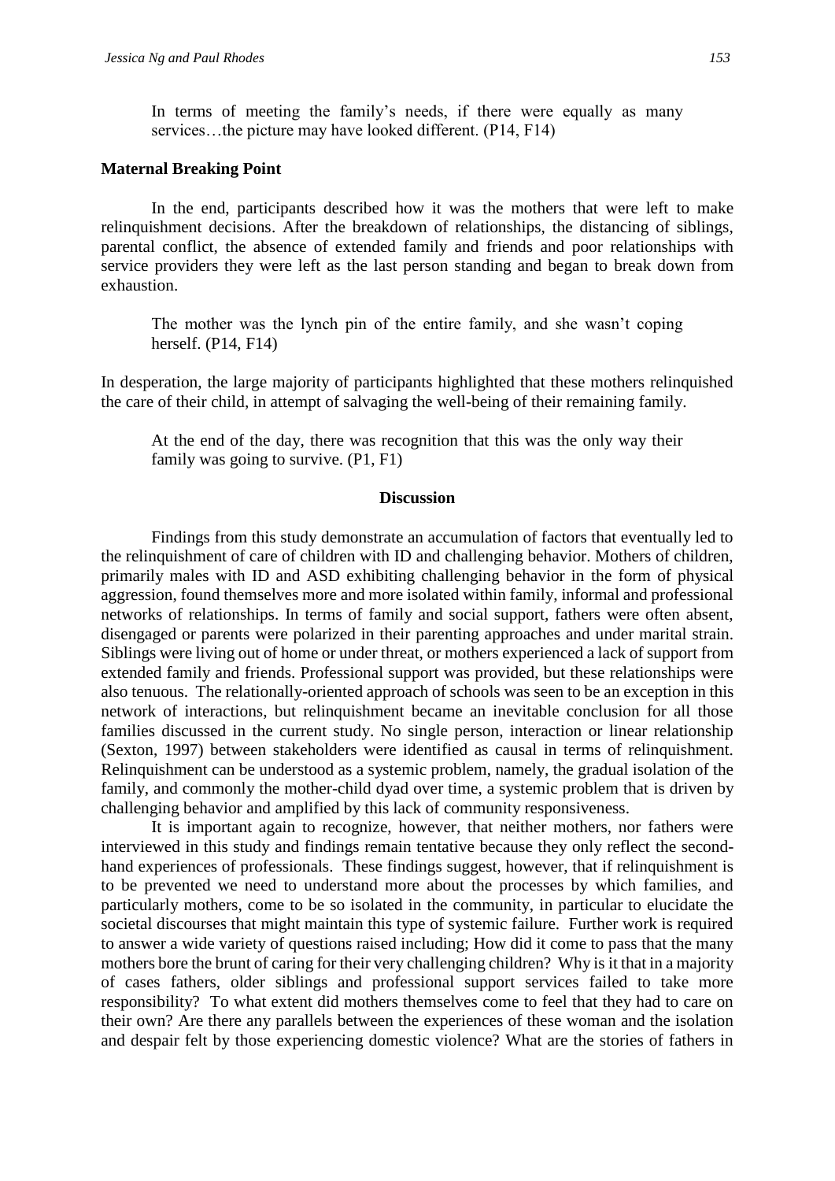> In terms of meeting the family's needs, if there were equally as many services…the picture may have looked different. (P14, F14)

### Maternal Breaking Point

In the end, participants described how it was the mothers that were left to make relinquishment decisions. After the breakdown of relationships, the distancing of siblings, parental conflict, the absence of extended family and friends and poor relationships with service providers they were left as the last person standing and began to break down from exhaustion.

> The mother was the lynch pin of the entire family, and she wasn't coping herself. (P14, F14)

In desperation, the large majority of participants highlighted that these mothers relinquished the care of their child, in attempt of salvaging the well-being of their remaining family.

> At the end of the day, there was recognition that this was the only way their family was going to survive. (P1, F1)

## Discussion

Findings from this study demonstrate an accumulation of factors that eventually led to the relinquishment of care of children with ID and challenging behavior. Mothers of children, primarily males with ID and ASD exhibiting challenging behavior in the form of physical aggression, found themselves more and more isolated within family, informal and professional networks of relationships. In terms of family and social support, fathers were often absent, disengaged or parents were polarized in their parenting approaches and under marital strain. Siblings were living out of home or under threat, or mothers experienced a lack of support from extended family and friends. Professional support was provided, but these relationships were also tenuous. The relationally-oriented approach of schools was seen to be an exception in this network of interactions, but relinquishment became an inevitable conclusion for all those families discussed in the current study. No single person, interaction or linear relationship (Sexton, 1997) between stakeholders were identified as causal in terms of relinquishment. Relinquishment can be understood as a systemic problem, namely, the gradual isolation of the family, and commonly the mother-child dyad over time, a systemic problem that is driven by challenging behavior and amplified by this lack of community responsiveness.

It is important again to recognize, however, that neither mothers, nor fathers were interviewed in this study and findings remain tentative because they only reflect the second-hand experiences of professionals. These findings suggest, however, that if relinquishment is to be prevented we need to understand more about the processes by which families, and particularly mothers, come to be so isolated in the community, in particular to elucidate the societal discourses that might maintain this type of systemic failure. Further work is required to answer a wide variety of questions raised including; How did it come to pass that the many mothers bore the brunt of caring for their very challenging children? Why is it that in a majority of cases fathers, older siblings and professional support services failed to take more responsibility? To what extent did mothers themselves come to feel that they had to care on their own? Are there any parallels between the experiences of these woman and the isolation and despair felt by those experiencing domestic violence? What are the stories of fathers in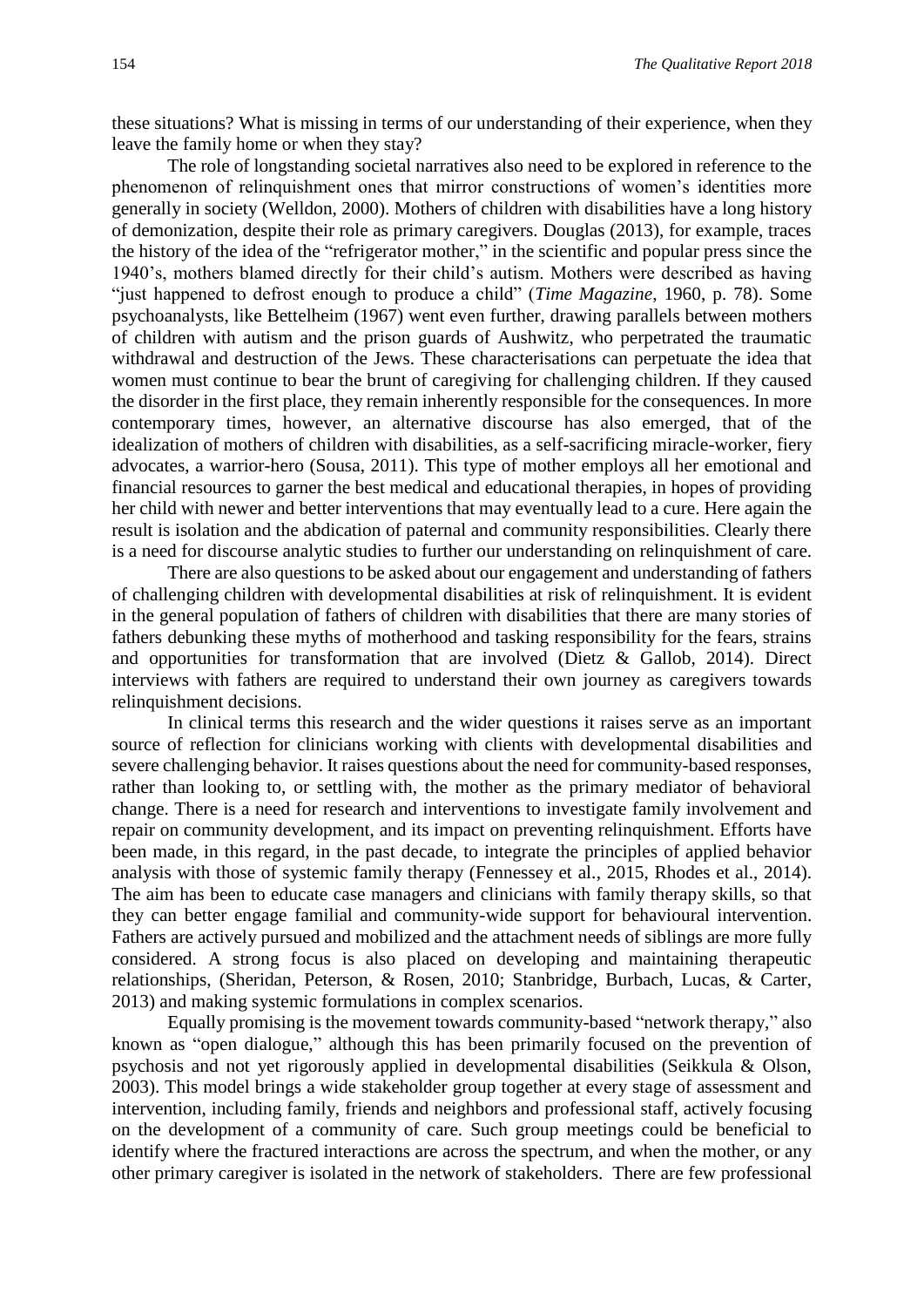these situations? What is missing in terms of our understanding of their experience, when they leave the family home or when they stay?

The role of longstanding societal narratives also need to be explored in reference to the phenomenon of relinquishment ones that mirror constructions of women's identities more generally in society (Welldon, 2000). Mothers of children with disabilities have a long history of demonization, despite their role as primary caregivers. Douglas (2013), for example, traces the history of the idea of the "refrigerator mother," in the scientific and popular press since the 1940's, mothers blamed directly for their child's autism. Mothers were described as having "just happened to defrost enough to produce a child" (*Time Magazine*, 1960, p. 78). Some psychoanalysts, like Bettelheim (1967) went even further, drawing parallels between mothers of children with autism and the prison guards of Aushwitz, who perpetrated the traumatic withdrawal and destruction of the Jews. These characterisations can perpetuate the idea that women must continue to bear the brunt of caregiving for challenging children. If they caused the disorder in the first place, they remain inherently responsible for the consequences. In more contemporary times, however, an alternative discourse has also emerged, that of the idealization of mothers of children with disabilities, as a self-sacrificing miracle-worker, fiery advocates, a warrior-hero (Sousa, 2011). This type of mother employs all her emotional and financial resources to garner the best medical and educational therapies, in hopes of providing her child with newer and better interventions that may eventually lead to a cure. Here again the result is isolation and the abdication of paternal and community responsibilities. Clearly there is a need for discourse analytic studies to further our understanding on relinquishment of care.

There are also questions to be asked about our engagement and understanding of fathers of challenging children with developmental disabilities at risk of relinquishment. It is evident in the general population of fathers of children with disabilities that there are many stories of fathers debunking these myths of motherhood and tasking responsibility for the fears, strains and opportunities for transformation that are involved (Dietz & Gallob, 2014). Direct interviews with fathers are required to understand their own journey as caregivers towards relinquishment decisions.

In clinical terms this research and the wider questions it raises serve as an important source of reflection for clinicians working with clients with developmental disabilities and severe challenging behavior. It raises questions about the need for community-based responses, rather than looking to, or settling with, the mother as the primary mediator of behavioral change. There is a need for research and interventions to investigate family involvement and repair on community development, and its impact on preventing relinquishment. Efforts have been made, in this regard, in the past decade, to integrate the principles of applied behavior analysis with those of systemic family therapy (Fennessey et al., 2015, Rhodes et al., 2014). The aim has been to educate case managers and clinicians with family therapy skills, so that they can better engage familial and community-wide support for behavioural intervention. Fathers are actively pursued and mobilized and the attachment needs of siblings are more fully considered. A strong focus is also placed on developing and maintaining therapeutic relationships, (Sheridan, Peterson, & Rosen, 2010; Stanbridge, Burbach, Lucas, & Carter, 2013) and making systemic formulations in complex scenarios.

Equally promising is the movement towards community-based "network therapy," also known as "open dialogue," although this has been primarily focused on the prevention of psychosis and not yet rigorously applied in developmental disabilities (Seikkula & Olson, 2003). This model brings a wide stakeholder group together at every stage of assessment and intervention, including family, friends and neighbors and professional staff, actively focusing on the development of a community of care. Such group meetings could be beneficial to identify where the fractured interactions are across the spectrum, and when the mother, or any other primary caregiver is isolated in the network of stakeholders. There are few professional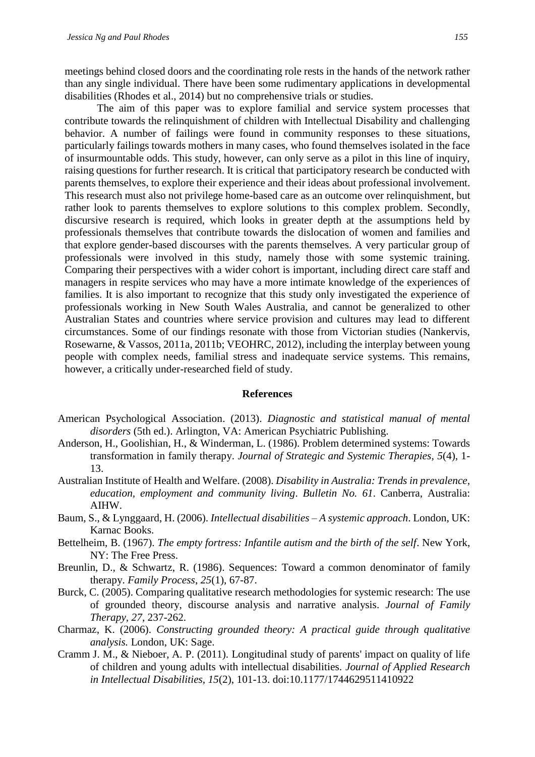meetings behind closed doors and the coordinating role rests in the hands of the network rather than any single individual. There have been some rudimentary applications in developmental disabilities (Rhodes et al., 2014) but no comprehensive trials or studies.

The aim of this paper was to explore familial and service system processes that contribute towards the relinquishment of children with Intellectual Disability and challenging behavior. A number of failings were found in community responses to these situations, particularly failings towards mothers in many cases, who found themselves isolated in the face of insurmountable odds. This study, however, can only serve as a pilot in this line of inquiry, raising questions for further research. It is critical that participatory research be conducted with parents themselves, to explore their experience and their ideas about professional involvement. This research must also not privilege home-based care as an outcome over relinquishment, but rather look to parents themselves to explore solutions to this complex problem. Secondly, discursive research is required, which looks in greater depth at the assumptions held by professionals themselves that contribute towards the dislocation of women and families and that explore gender-based discourses with the parents themselves. A very particular group of professionals were involved in this study, namely those with some systemic training. Comparing their perspectives with a wider cohort is important, including direct care staff and managers in respite services who may have a more intimate knowledge of the experiences of families. It is also important to recognize that this study only investigated the experience of professionals working in New South Wales Australia, and cannot be generalized to other Australian States and countries where service provision and cultures may lead to different circumstances. Some of our findings resonate with those from Victorian studies (Nankervis, Rosewarne, & Vassos, 2011a, 2011b; VEOHRC, 2012), including the interplay between young people with complex needs, familial stress and inadequate service systems. This remains, however, a critically under-researched field of study.

## References

American Psychological Association. (2013). *Diagnostic and statistical manual of mental disorders* (5th ed.). Arlington, VA: American Psychiatric Publishing.

Anderson, H., Goolishian, H., & Winderman, L. (1986). Problem determined systems: Towards transformation in family therapy. *Journal of Strategic and Systemic Therapies*, *5*(4), 1-13.

Australian Institute of Health and Welfare. (2008). *Disability in Australia: Trends in prevalence, education, employment and community living*. *Bulletin No. 61*. Canberra, Australia: AIHW.

Baum, S., & Lynggaard, H. (2006). *Intellectual disabilities – A systemic approach*. London, UK: Karnac Books.

Bettelheim, B. (1967). *The empty fortress: Infantile autism and the birth of the self*. New York, NY: The Free Press.

Breunlin, D., & Schwartz, R. (1986). Sequences: Toward a common denominator of family therapy. *Family Process*, *25*(1), 67-87.

Burck, C. (2005). Comparing qualitative research methodologies for systemic research: The use of grounded theory, discourse analysis and narrative analysis. *Journal of Family Therapy*, *27*, 237-262.

Charmaz, K. (2006). *Constructing grounded theory: A practical guide through qualitative analysis.* London, UK: Sage.

Cramm J. M., & Nieboer, A. P. (2011). Longitudinal study of parents' impact on quality of life of children and young adults with intellectual disabilities. *Journal of Applied Research in Intellectual Disabilities*, *15*(2), 101-13. doi:10.1177/1744629511410922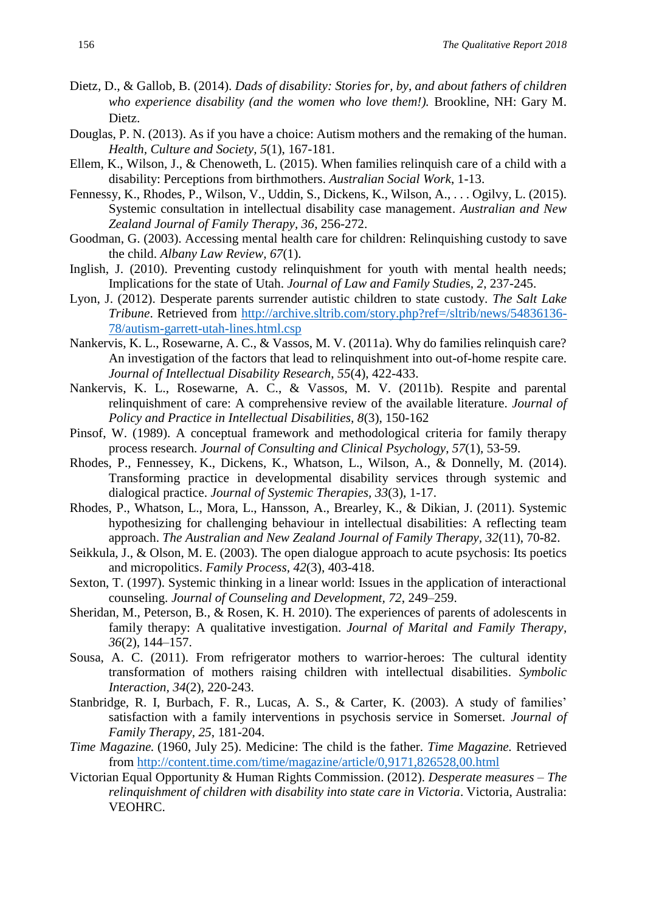Dietz, D., & Gallob, B. (2014). *Dads of disability: Stories for, by, and about fathers of children who experience disability (and the women who love them!).* Brookline, NH: Gary M. Dietz.

Douglas, P. N. (2013). As if you have a choice: Autism mothers and the remaking of the human. *Health, Culture and Society, 5*(1), 167-181.

Ellem, K., Wilson, J., & Chenoweth, L. (2015). When families relinquish care of a child with a disability: Perceptions from birthmothers. *Australian Social Work*, 1-13.

Fennessy, K., Rhodes, P., Wilson, V., Uddin, S., Dickens, K., Wilson, A., . . . Ogilvy, L. (2015). Systemic consultation in intellectual disability case management. *Australian and New Zealand Journal of Family Therapy, 36*, 256-272.

Goodman, G. (2003). Accessing mental health care for children: Relinquishing custody to save the child. *Albany Law Review, 67*(1).

Inglish, J. (2010). Preventing custody relinquishment for youth with mental health needs; Implications for the state of Utah. *Journal of Law and Family Studies, 2*, 237-245.

Lyon, J. (2012). Desperate parents surrender autistic children to state custody. *The Salt Lake Tribune*. Retrieved from http://archive.sltrib.com/story.php?ref=/sltrib/news/54836136-78/autism-garrett-utah-lines.html.csp

Nankervis, K. L., Rosewarne, A. C., & Vassos, M. V. (2011a). Why do families relinquish care? An investigation of the factors that lead to relinquishment into out-of-home respite care. *Journal of Intellectual Disability Research, 55*(4), 422-433.

Nankervis, K. L., Rosewarne, A. C., & Vassos, M. V. (2011b). Respite and parental relinquishment of care: A comprehensive review of the available literature. *Journal of Policy and Practice in Intellectual Disabilities, 8*(3), 150-162

Pinsof, W. (1989). A conceptual framework and methodological criteria for family therapy process research. *Journal of Consulting and Clinical Psychology, 57*(1), 53-59.

Rhodes, P., Fennessey, K., Dickens, K., Whatson, L., Wilson, A., & Donnelly, M. (2014). Transforming practice in developmental disability services through systemic and dialogical practice. *Journal of Systemic Therapies, 33*(3), 1-17.

Rhodes, P., Whatson, L., Mora, L., Hansson, A., Brearley, K., & Dikian, J. (2011). Systemic hypothesizing for challenging behaviour in intellectual disabilities: A reflecting team approach. *The Australian and New Zealand Journal of Family Therapy, 32*(11), 70-82.

Seikkula, J., & Olson, M. E. (2003). The open dialogue approach to acute psychosis: Its poetics and micropolitics. *Family Process, 42*(3), 403-418.

Sexton, T. (1997). Systemic thinking in a linear world: Issues in the application of interactional counseling. *Journal of Counseling and Development, 72*, 249–259.

Sheridan, M., Peterson, B., & Rosen, K. H. 2010). The experiences of parents of adolescents in family therapy: A qualitative investigation. *Journal of Marital and Family Therapy, 36*(2), 144–157.

Sousa, A. C. (2011). From refrigerator mothers to warrior-heroes: The cultural identity transformation of mothers raising children with intellectual disabilities. *Symbolic Interaction, 34*(2), 220-243.

Stanbridge, R. I, Burbach, F. R., Lucas, A. S., & Carter, K. (2003). A study of families' satisfaction with a family interventions in psychosis service in Somerset. *Journal of Family Therapy, 25*, 181-204.

*Time Magazine.* (1960, July 25). Medicine: The child is the father. *Time Magazine.* Retrieved from http://content.time.com/time/magazine/article/0,9171,826528,00.html

Victorian Equal Opportunity & Human Rights Commission. (2012). *Desperate measures – The relinquishment of children with disability into state care in Victoria*. Victoria, Australia: VEOHRC.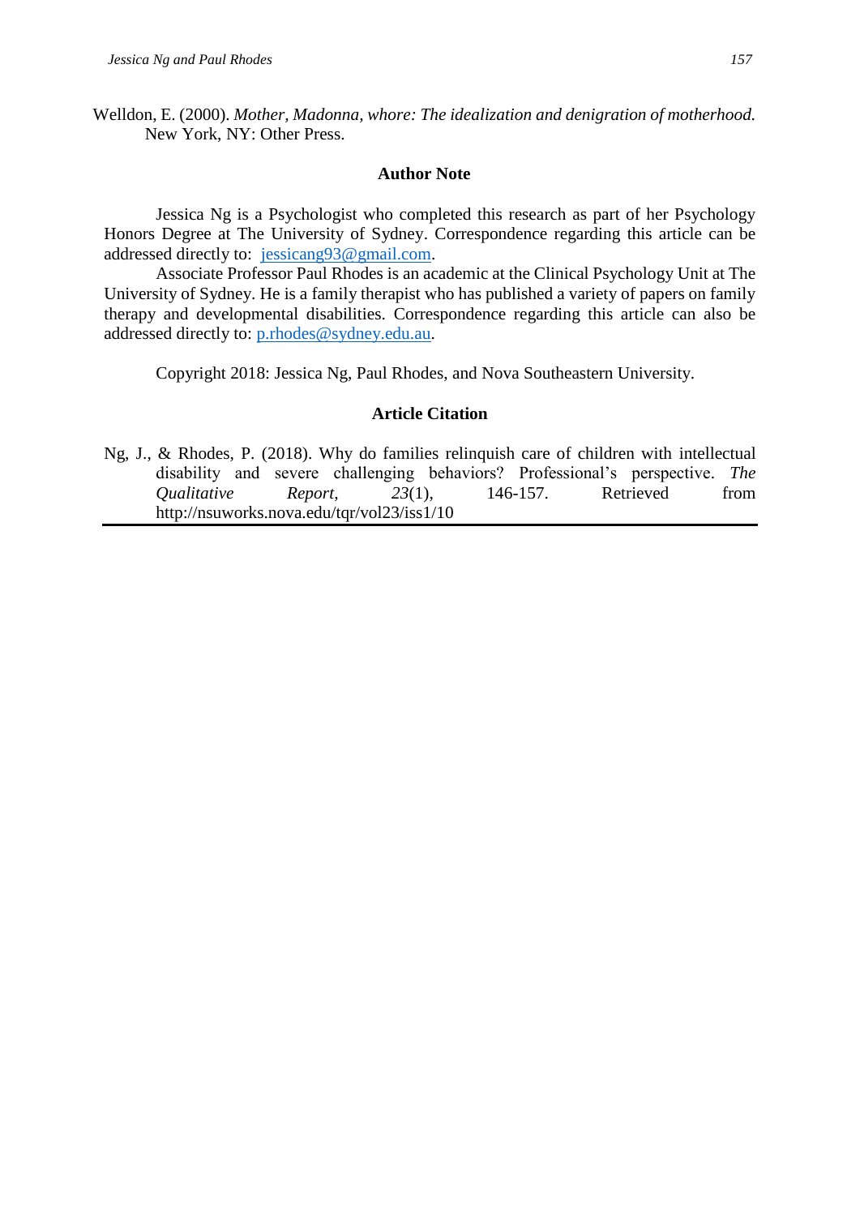Welldon, E. (2000). *Mother, Madonna, whore: The idealization and denigration of motherhood.* New York, NY: Other Press.

## Author Note

Jessica Ng is a Psychologist who completed this research as part of her Psychology Honors Degree at The University of Sydney. Correspondence regarding this article can be addressed directly to: jessicang93@gmail.com.

Associate Professor Paul Rhodes is an academic at the Clinical Psychology Unit at The University of Sydney. He is a family therapist who has published a variety of papers on family therapy and developmental disabilities. Correspondence regarding this article can also be addressed directly to: p.rhodes@sydney.edu.au.

Copyright 2018: Jessica Ng, Paul Rhodes, and Nova Southeastern University.

## Article Citation

Ng, J., & Rhodes, P. (2018). Why do families relinquish care of children with intellectual disability and severe challenging behaviors? Professional's perspective. *The Qualitative Report, 23*(1), 146-157. Retrieved from http://nsuworks.nova.edu/tqr/vol23/iss1/10